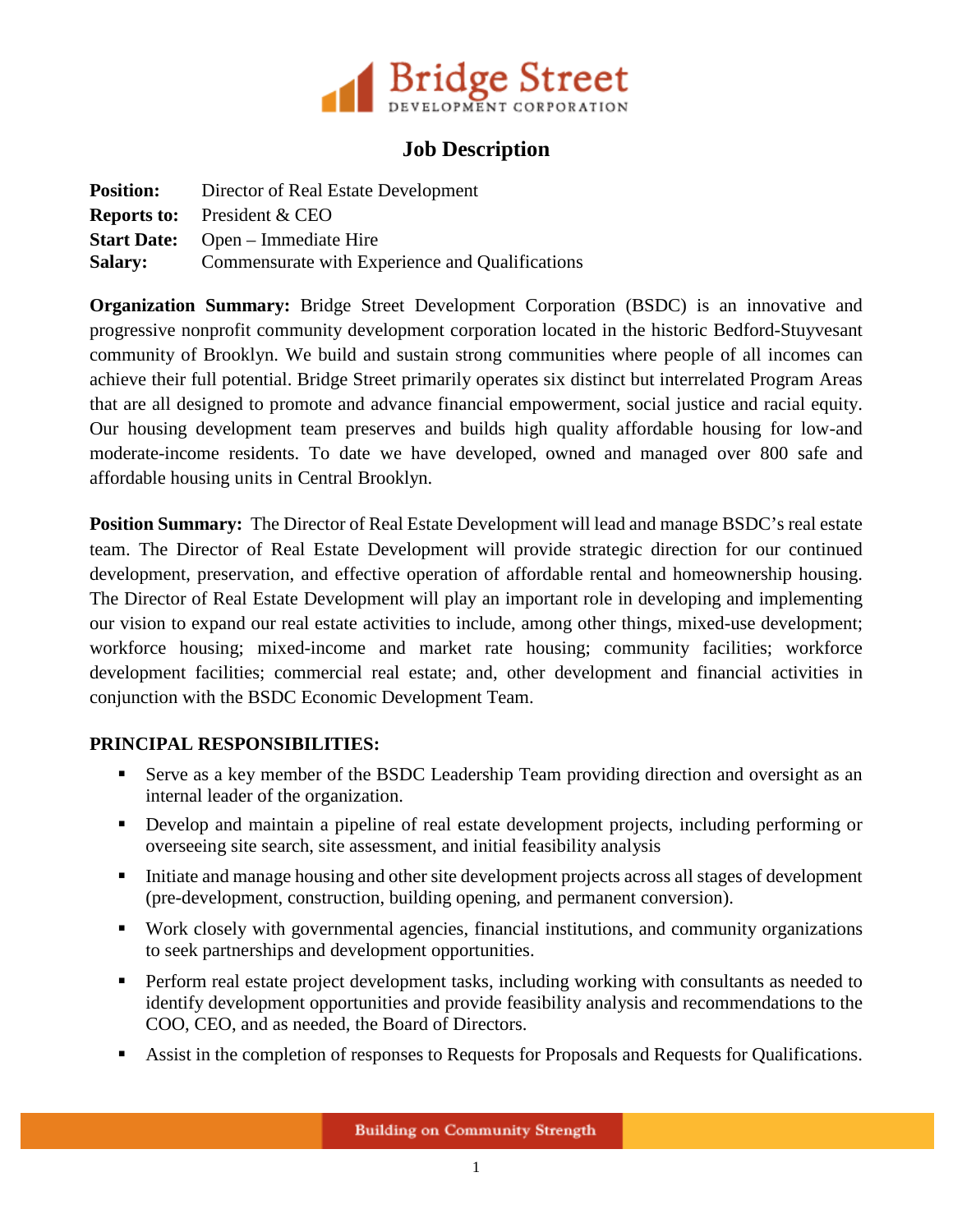# Job Description

**Position:** Director of Real Estate Development
**Reports to:** President & CEO
**Start Date:** Open – Immediate Hire
**Salary:** Commensurate with Experience and Qualifications

**Organization Summary:** Bridge Street Development Corporation (BSDC) is an innovative and progressive nonprofit community development corporation located in the historic Bedford-Stuyvesant community of Brooklyn. We build and sustain strong communities where people of all incomes can achieve their full potential. Bridge Street primarily operates six distinct but interrelated Program Areas that are all designed to promote and advance financial empowerment, social justice and racial equity. Our housing development team preserves and builds high quality affordable housing for low-and moderate-income residents. To date we have developed, owned and managed over 800 safe and affordable housing units in Central Brooklyn.

**Position Summary:** The Director of Real Estate Development will lead and manage BSDC's real estate team. The Director of Real Estate Development will provide strategic direction for our continued development, preservation, and effective operation of affordable rental and homeownership housing. The Director of Real Estate Development will play an important role in developing and implementing our vision to expand our real estate activities to include, among other things, mixed-use development; workforce housing; mixed-income and market rate housing; community facilities; workforce development facilities; commercial real estate; and, other development and financial activities in conjunction with the BSDC Economic Development Team.

**PRINCIPAL RESPONSIBILITIES:**

- Serve as a key member of the BSDC Leadership Team providing direction and oversight as an internal leader of the organization.
- Develop and maintain a pipeline of real estate development projects, including performing or overseeing site search, site assessment, and initial feasibility analysis
- Initiate and manage housing and other site development projects across all stages of development (pre-development, construction, building opening, and permanent conversion).
- Work closely with governmental agencies, financial institutions, and community organizations to seek partnerships and development opportunities.
- Perform real estate project development tasks, including working with consultants as needed to identify development opportunities and provide feasibility analysis and recommendations to the COO, CEO, and as needed, the Board of Directors.
- Assist in the completion of responses to Requests for Proposals and Requests for Qualifications.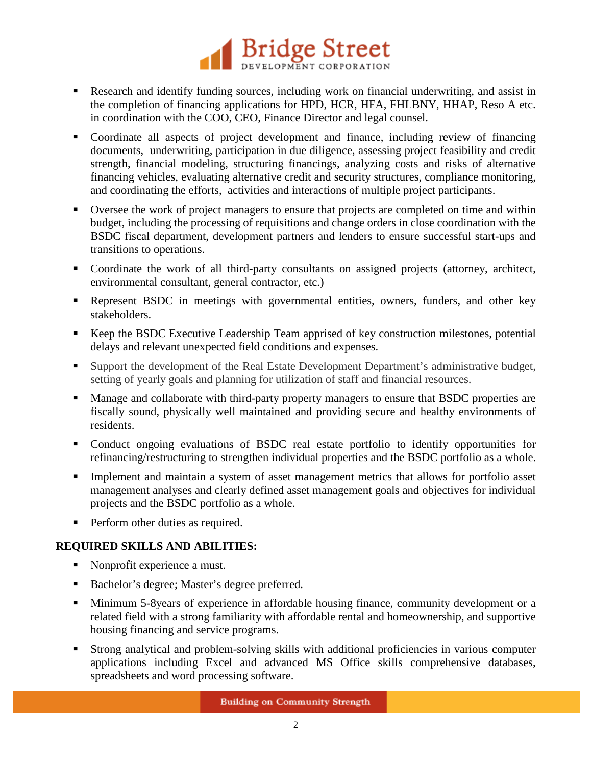- Research and identify funding sources, including work on financial underwriting, and assist in the completion of financing applications for HPD, HCR, HFA, FHLBNY, HHAP, Reso A etc. in coordination with the COO, CEO, Finance Director and legal counsel.
- Coordinate all aspects of project development and finance, including review of financing documents, underwriting, participation in due diligence, assessing project feasibility and credit strength, financial modeling, structuring financings, analyzing costs and risks of alternative financing vehicles, evaluating alternative credit and security structures, compliance monitoring, and coordinating the efforts, activities and interactions of multiple project participants.
- Oversee the work of project managers to ensure that projects are completed on time and within budget, including the processing of requisitions and change orders in close coordination with the BSDC fiscal department, development partners and lenders to ensure successful start-ups and transitions to operations.
- Coordinate the work of all third-party consultants on assigned projects (attorney, architect, environmental consultant, general contractor, etc.)
- Represent BSDC in meetings with governmental entities, owners, funders, and other key stakeholders.
- Keep the BSDC Executive Leadership Team apprised of key construction milestones, potential delays and relevant unexpected field conditions and expenses.
- Support the development of the Real Estate Development Department's administrative budget, setting of yearly goals and planning for utilization of staff and financial resources.
- Manage and collaborate with third-party property managers to ensure that BSDC properties are fiscally sound, physically well maintained and providing secure and healthy environments of residents.
- Conduct ongoing evaluations of BSDC real estate portfolio to identify opportunities for refinancing/restructuring to strengthen individual properties and the BSDC portfolio as a whole.
- Implement and maintain a system of asset management metrics that allows for portfolio asset management analyses and clearly defined asset management goals and objectives for individual projects and the BSDC portfolio as a whole.
- Perform other duties as required.

**REQUIRED SKILLS AND ABILITIES:**

- Nonprofit experience a must.
- Bachelor's degree; Master's degree preferred.
- Minimum 5-8years of experience in affordable housing finance, community development or a related field with a strong familiarity with affordable rental and homeownership, and supportive housing financing and service programs.
- Strong analytical and problem-solving skills with additional proficiencies in various computer applications including Excel and advanced MS Office skills comprehensive databases, spreadsheets and word processing software.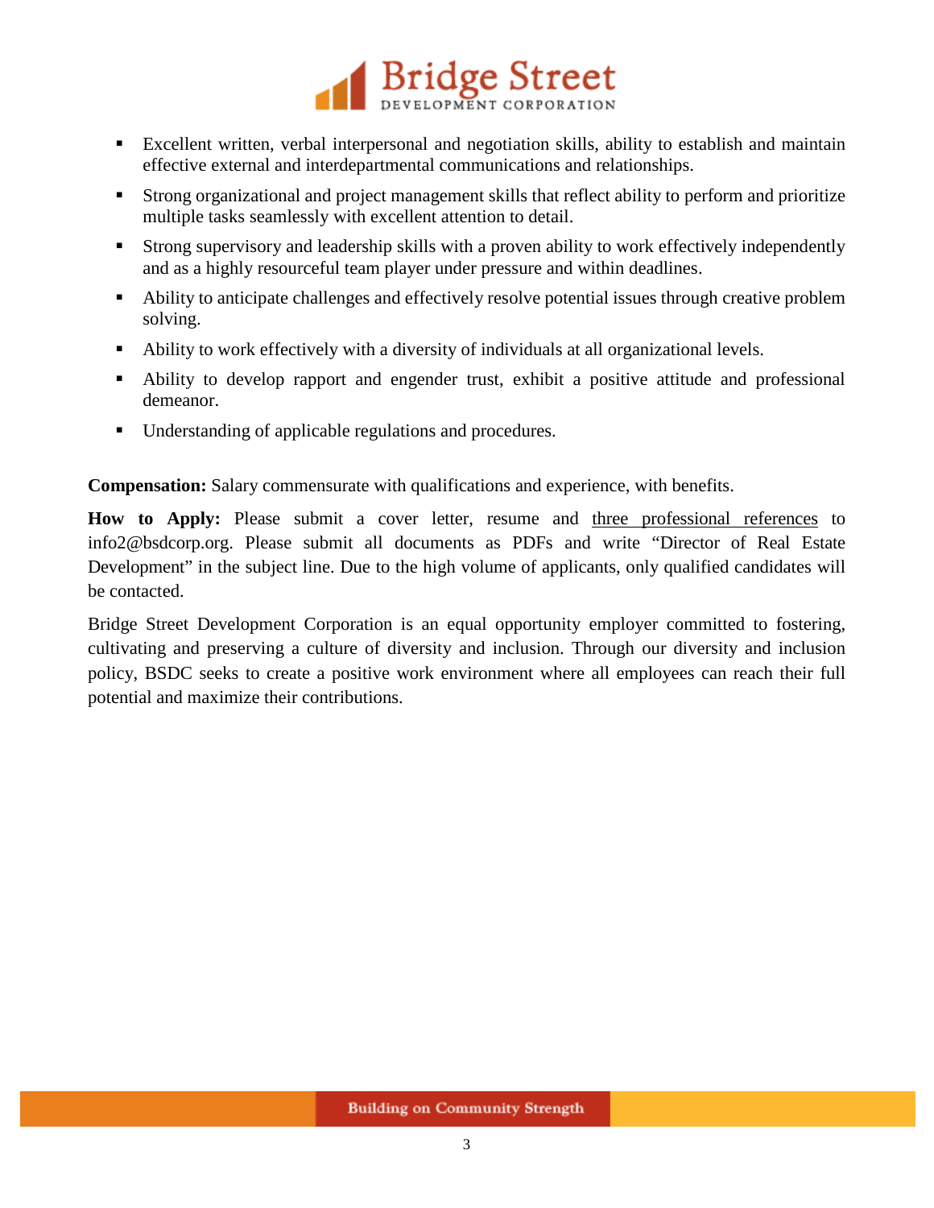- Excellent written, verbal interpersonal and negotiation skills, ability to establish and maintain effective external and interdepartmental communications and relationships.
- Strong organizational and project management skills that reflect ability to perform and prioritize multiple tasks seamlessly with excellent attention to detail.
- Strong supervisory and leadership skills with a proven ability to work effectively independently and as a highly resourceful team player under pressure and within deadlines.
- Ability to anticipate challenges and effectively resolve potential issues through creative problem solving.
- Ability to work effectively with a diversity of individuals at all organizational levels.
- Ability to develop rapport and engender trust, exhibit a positive attitude and professional demeanor.
- Understanding of applicable regulations and procedures.

**Compensation:** Salary commensurate with qualifications and experience, with benefits.

**How to Apply:** Please submit a cover letter, resume and three professional references to info2@bsdcorp.org. Please submit all documents as PDFs and write "Director of Real Estate Development" in the subject line. Due to the high volume of applicants, only qualified candidates will be contacted.

Bridge Street Development Corporation is an equal opportunity employer committed to fostering, cultivating and preserving a culture of diversity and inclusion. Through our diversity and inclusion policy, BSDC seeks to create a positive work environment where all employees can reach their full potential and maximize their contributions.